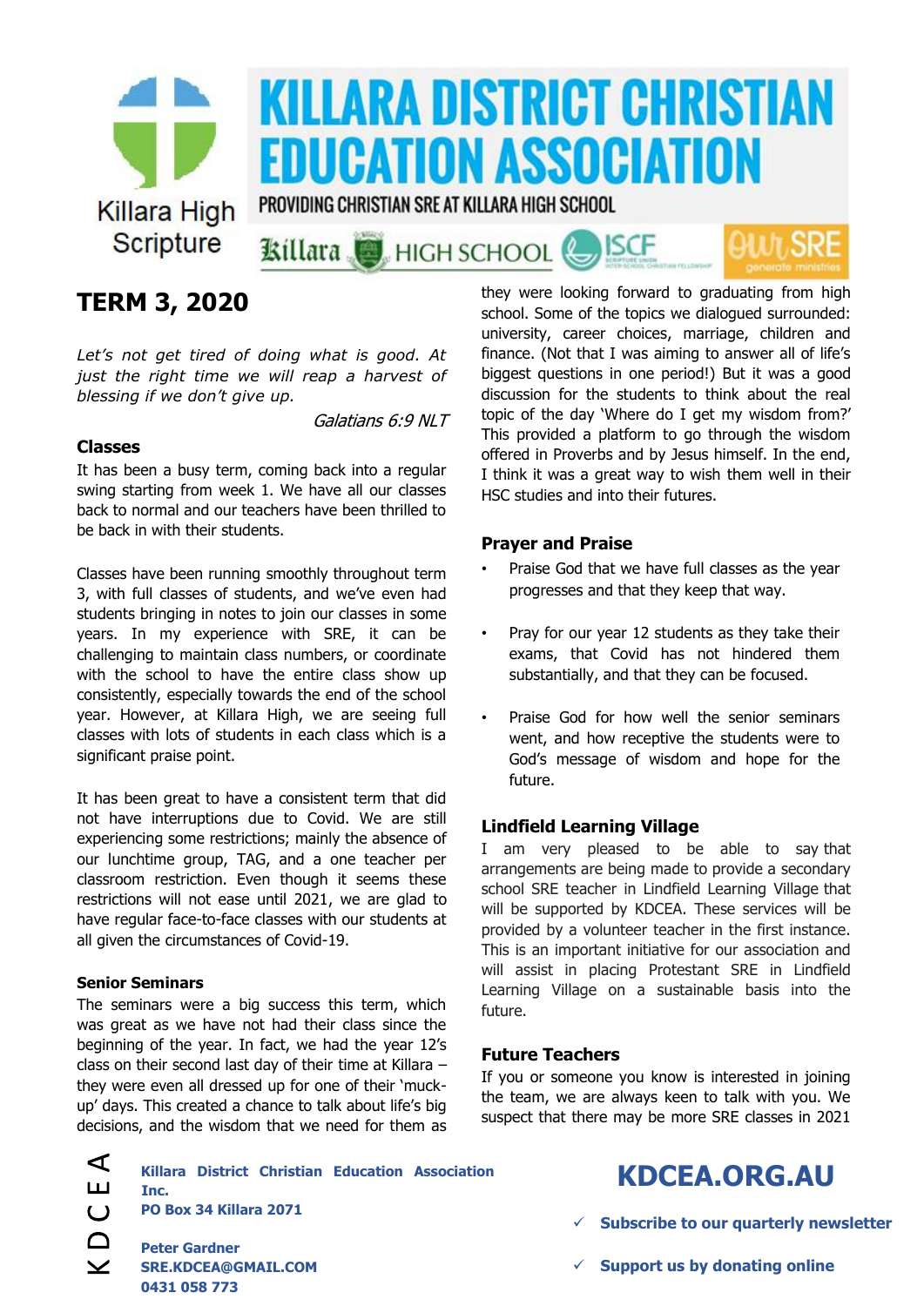Killara High Scripture

# KILLARA DISTRICT CHRISTIAN EDUCATION ASSOCIATION

PROVIDING CHRISTIAN SRE AT KILLARA HIGH SCHOOL

Killara HIGH SCHOOL | ISCF | OurSRE generate ministries

## TERM 3, 2020

*Let's not get tired of doing what is good. At just the right time we will reap a harvest of blessing if we don't give up.*

*Galatians 6:9 NLT*

### Classes

It has been a busy term, coming back into a regular swing starting from week 1. We have all our classes back to normal and our teachers have been thrilled to be back in with their students.

Classes have been running smoothly throughout term 3, with full classes of students, and we've even had students bringing in notes to join our classes in some years. In my experience with SRE, it can be challenging to maintain class numbers, or coordinate with the school to have the entire class show up consistently, especially towards the end of the school year. However, at Killara High, we are seeing full classes with lots of students in each class which is a significant praise point.

It has been great to have a consistent term that did not have interruptions due to Covid. We are still experiencing some restrictions; mainly the absence of our lunchtime group, TAG, and a one teacher per classroom restriction. Even though it seems these restrictions will not ease until 2021, we are glad to have regular face-to-face classes with our students at all given the circumstances of Covid-19.

### Senior Seminars

The seminars were a big success this term, which was great as we have not had their class since the beginning of the year. In fact, we had the year 12's class on their second last day of their time at Killara – they were even all dressed up for one of their 'muck-up' days. This created a chance to talk about life's big decisions, and the wisdom that we need for them as they were looking forward to graduating from high school. Some of the topics we dialogued surrounded: university, career choices, marriage, children and finance. (Not that I was aiming to answer all of life's biggest questions in one period!) But it was a good discussion for the students to think about the real topic of the day 'Where do I get my wisdom from?' This provided a platform to go through the wisdom offered in Proverbs and by Jesus himself. In the end, I think it was a great way to wish them well in their HSC studies and into their futures.

### Prayer and Praise

- Praise God that we have full classes as the year progresses and that they keep that way.
- Pray for our year 12 students as they take their exams, that Covid has not hindered them substantially, and that they can be focused.
- Praise God for how well the senior seminars went, and how receptive the students were to God's message of wisdom and hope for the future.

### Lindfield Learning Village

I am very pleased to be able to say that arrangements are being made to provide a secondary school SRE teacher in Lindfield Learning Village that will be supported by KDCEA. These services will be provided by a volunteer teacher in the first instance. This is an important initiative for our association and will assist in placing Protestant SRE in Lindfield Learning Village on a sustainable basis into the future.

### Future Teachers

If you or someone you know is interested in joining the team, we are always keen to talk with you. We suspect that there may be more SRE classes in 2021

KDCEA

**Killara District Christian Education Association Inc.**
**PO Box 34 Killara 2071**

**Peter Gardner**
**SRE.KDCEA@GMAIL.COM**
**0431 058 773**

## KDCEA.ORG.AU

- ✓ **Subscribe to our quarterly newsletter**
- ✓ **Support us by donating online**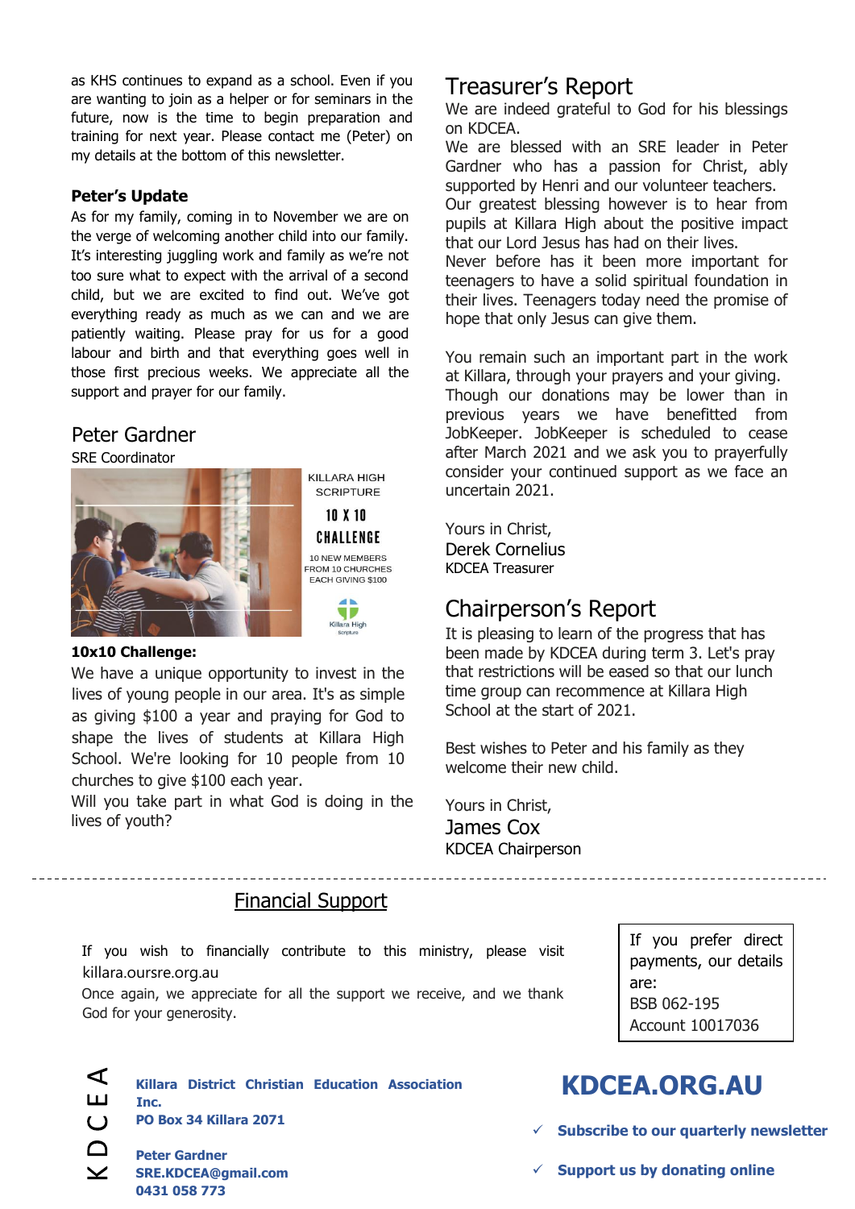as KHS continues to expand as a school. Even if you are wanting to join as a helper or for seminars in the future, now is the time to begin preparation and training for next year. Please contact me (Peter) on my details at the bottom of this newsletter.

**Peter's Update**

As for my family, coming in to November we are on the verge of welcoming another child into our family. It's interesting juggling work and family as we're not too sure what to expect with the arrival of a second child, but we are excited to find out. We've got everything ready as much as we can and we are patiently waiting. Please pray for us for a good labour and birth and that everything goes well in those first precious weeks. We appreciate all the support and prayer for our family.

Peter Gardner
SRE Coordinator

KILLARA HIGH SCRIPTURE

10 X 10 CHALLENGE

10 NEW MEMBERS FROM 10 CHURCHES EACH GIVING $100

Killara High Scripture

**10x10 Challenge:**

We have a unique opportunity to invest in the lives of young people in our area. It's as simple as giving $100 a year and praying for God to shape the lives of students at Killara High School. We're looking for 10 people from 10 churches to give $100 each year.

Will you take part in what God is doing in the lives of youth?

## Treasurer's Report

We are indeed grateful to God for his blessings on KDCEA.

We are blessed with an SRE leader in Peter Gardner who has a passion for Christ, ably supported by Henri and our volunteer teachers.

Our greatest blessing however is to hear from pupils at Killara High about the positive impact that our Lord Jesus has had on their lives.

Never before has it been more important for teenagers to have a solid spiritual foundation in their lives. Teenagers today need the promise of hope that only Jesus can give them.

You remain such an important part in the work at Killara, through your prayers and your giving. Though our donations may be lower than in previous years we have benefitted from JobKeeper. JobKeeper is scheduled to cease after March 2021 and we ask you to prayerfully consider your continued support as we face an uncertain 2021.

Yours in Christ,
Derek Cornelius
KDCEA Treasurer

## Chairperson's Report

It is pleasing to learn of the progress that has been made by KDCEA during term 3. Let's pray that restrictions will be eased so that our lunch time group can recommence at Killara High School at the start of 2021.

Best wishes to Peter and his family as they welcome their new child.

Yours in Christ,
James Cox
KDCEA Chairperson

## Financial Support

If you wish to financially contribute to this ministry, please visit killara.oursre.org.au

Once again, we appreciate for all the support we receive, and we thank God for your generosity.

If you prefer direct payments, our details are:
BSB 062-195
Account 10017036

KDCEA

**Killara District Christian Education Association Inc.**
**PO Box 34 Killara 2071**

**Peter Gardner**
**SRE.KDCEA@gmail.com**
**0431 058 773**

**KDCEA.ORG.AU**

- ✓ **Subscribe to our quarterly newsletter**
- ✓ **Support us by donating online**